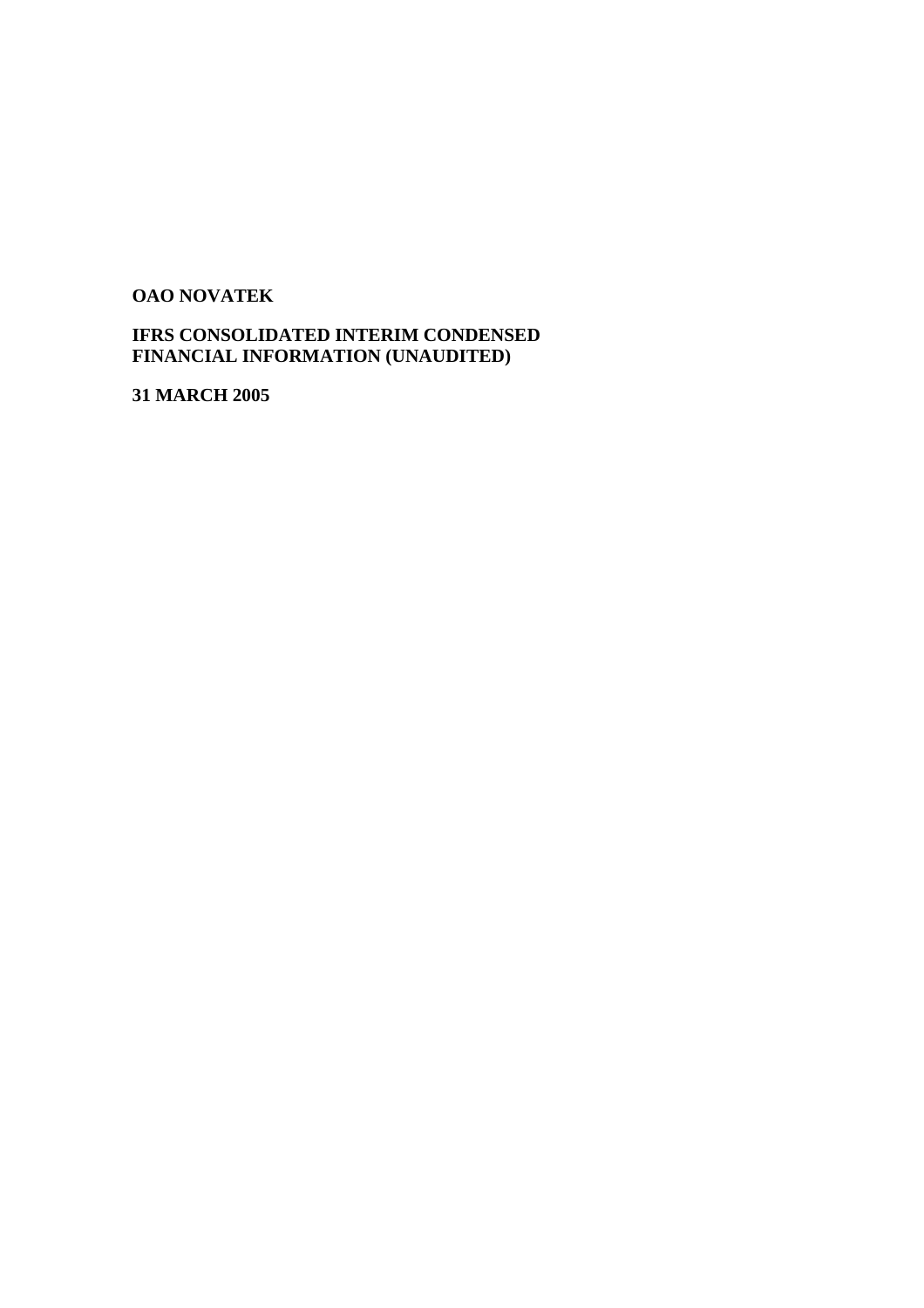**OAO NOVATEK**

**IFRS CONSOLIDATED INTERIM CONDENSED FINANCIAL INFORMATION (UNAUDITED)**

**31 MARCH 2005**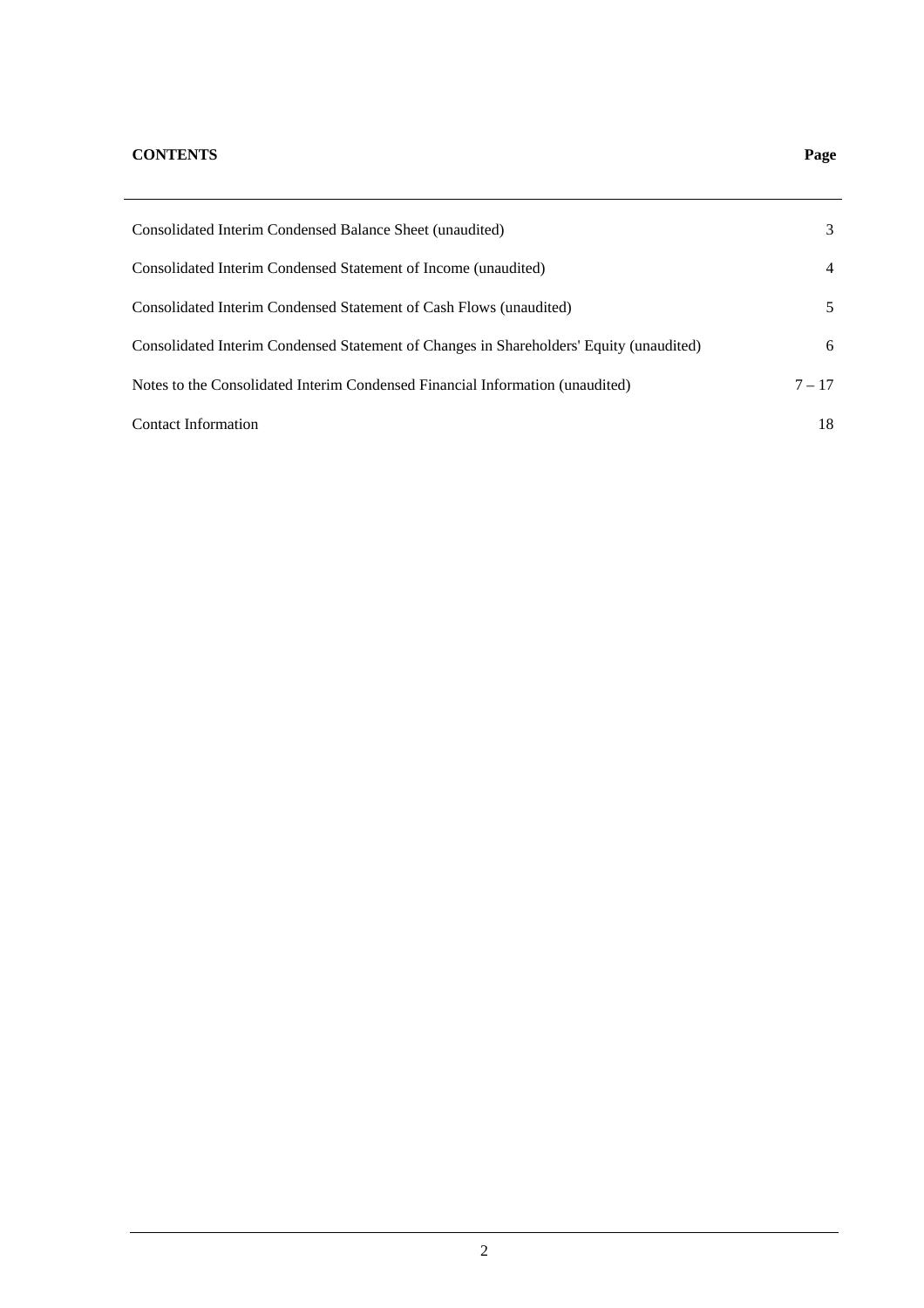| **CONTENTS** | **Page** |
|---|---|
| Consolidated Interim Condensed Balance Sheet (unaudited) | 3 |
| Consolidated Interim Condensed Statement of Income (unaudited) | 4 |
| Consolidated Interim Condensed Statement of Cash Flows (unaudited) | 5 |
| Consolidated Interim Condensed Statement of Changes in Shareholders' Equity (unaudited) | 6 |
| Notes to the Consolidated Interim Condensed Financial Information (unaudited) | 7 – 17 |
| Contact Information | 18 |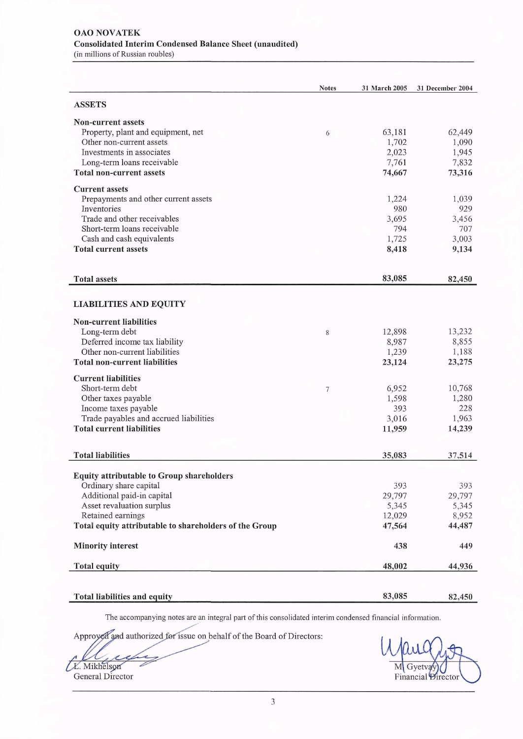**OAO NOVATEK**

**Consolidated Interim Condensed Balance Sheet (unaudited)**

(in millions of Russian roubles)

| | Notes | 31 March 2005 | 31 December 2004 |
|---|---|---|---|
| **ASSETS** | | | |
| **Non-current assets** | | | |
| Property, plant and equipment, net | 6 | 63,181 | 62,449 |
| Other non-current assets | | 1,702 | 1,090 |
| Investments in associates | | 2,023 | 1,945 |
| Long-term loans receivable | | 7,761 | 7,832 |
| **Total non-current assets** | | **74,667** | **73,316** |
| **Current assets** | | | |
| Prepayments and other current assets | | 1,224 | 1,039 |
| Inventories | | 980 | 929 |
| Trade and other receivables | | 3,695 | 3,456 |
| Short-term loans receivable | | 794 | 707 |
| Cash and cash equivalents | | 1,725 | 3,003 |
| **Total current assets** | | **8,418** | **9,134** |
| **Total assets** | | **83,085** | **82,450** |
| **LIABILITIES AND EQUITY** | | | |
| **Non-current liabilities** | | | |
| Long-term debt | 8 | 12,898 | 13,232 |
| Deferred income tax liability | | 8,987 | 8,855 |
| Other non-current liabilities | | 1,239 | 1,188 |
| **Total non-current liabilities** | | **23,124** | **23,275** |
| **Current liabilities** | | | |
| Short-term debt | 7 | 6,952 | 10,768 |
| Other taxes payable | | 1,598 | 1,280 |
| Income taxes payable | | 393 | 228 |
| Trade payables and accrued liabilities | | 3,016 | 1,963 |
| **Total current liabilities** | | **11,959** | **14,239** |
| **Total liabilities** | | **35,083** | **37,514** |
| **Equity attributable to Group shareholders** | | | |
| Ordinary share capital | | 393 | 393 |
| Additional paid-in capital | | 29,797 | 29,797 |
| Asset revaluation surplus | | 5,345 | 5,345 |
| Retained earnings | | 12,029 | 8,952 |
| **Total equity attributable to shareholders of the Group** | | **47,564** | **44,487** |
| **Minority interest** | | **438** | **449** |
| **Total equity** | | **48,002** | **44,936** |
| **Total liabilities and equity** | | **83,085** | **82,450** |

The accompanying notes are an integral part of this consolidated interim condensed financial information.

Approved and authorized for issue on behalf of the Board of Directors:

L. Mikhelson
General Director

M. Gyetvay
Financial Director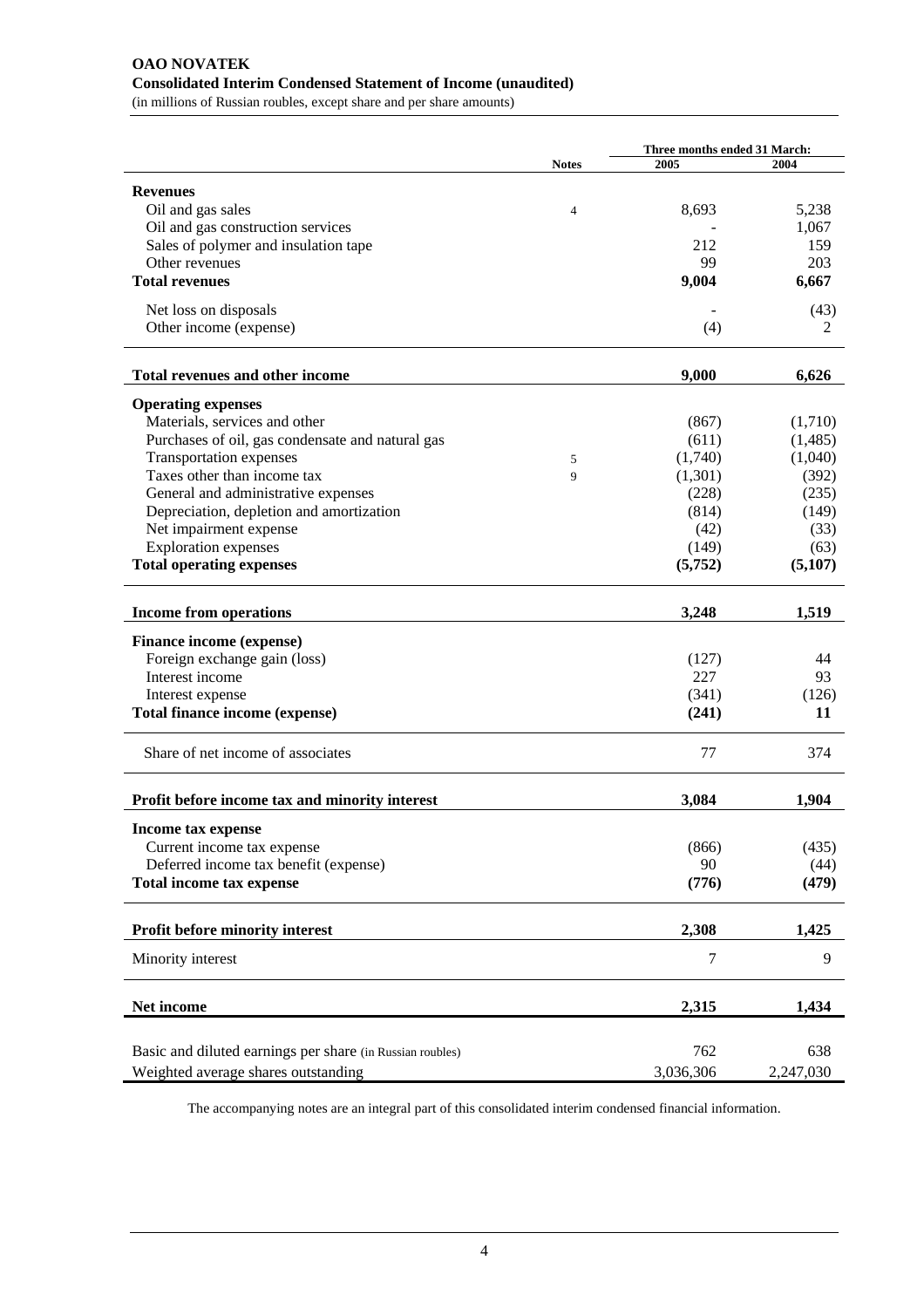**OAO NOVATEK**
**Consolidated Interim Condensed Statement of Income (unaudited)**
(in millions of Russian roubles, except share and per share amounts)

| | Notes | Three months ended 31 March: 2005 | 2004 |
|---|---|---|---|
| **Revenues** | | | |
| Oil and gas sales | 4 | 8,693 | 5,238 |
| Oil and gas construction services | | - | 1,067 |
| Sales of polymer and insulation tape | | 212 | 159 |
| Other revenues | | 99 | 203 |
| **Total revenues** | | **9,004** | **6,667** |
| Net loss on disposals | | - | (43) |
| Other income (expense) | | (4) | 2 |
| **Total revenues and other income** | | **9,000** | **6,626** |
| **Operating expenses** | | | |
| Materials, services and other | | (867) | (1,710) |
| Purchases of oil, gas condensate and natural gas | | (611) | (1,485) |
| Transportation expenses | 5 | (1,740) | (1,040) |
| Taxes other than income tax | 9 | (1,301) | (392) |
| General and administrative expenses | | (228) | (235) |
| Depreciation, depletion and amortization | | (814) | (149) |
| Net impairment expense | | (42) | (33) |
| Exploration expenses | | (149) | (63) |
| **Total operating expenses** | | **(5,752)** | **(5,107)** |
| **Income from operations** | | **3,248** | **1,519** |
| **Finance income (expense)** | | | |
| Foreign exchange gain (loss) | | (127) | 44 |
| Interest income | | 227 | 93 |
| Interest expense | | (341) | (126) |
| **Total finance income (expense)** | | **(241)** | **11** |
| Share of net income of associates | | 77 | 374 |
| **Profit before income tax and minority interest** | | **3,084** | **1,904** |
| **Income tax expense** | | | |
| Current income tax expense | | (866) | (435) |
| Deferred income tax benefit (expense) | | 90 | (44) |
| **Total income tax expense** | | **(776)** | **(479)** |
| **Profit before minority interest** | | **2,308** | **1,425** |
| Minority interest | | 7 | 9 |
| **Net income** | | **2,315** | **1,434** |
| Basic and diluted earnings per share (in Russian roubles) | | 762 | 638 |
| Weighted average shares outstanding | | 3,036,306 | 2,247,030 |

The accompanying notes are an integral part of this consolidated interim condensed financial information.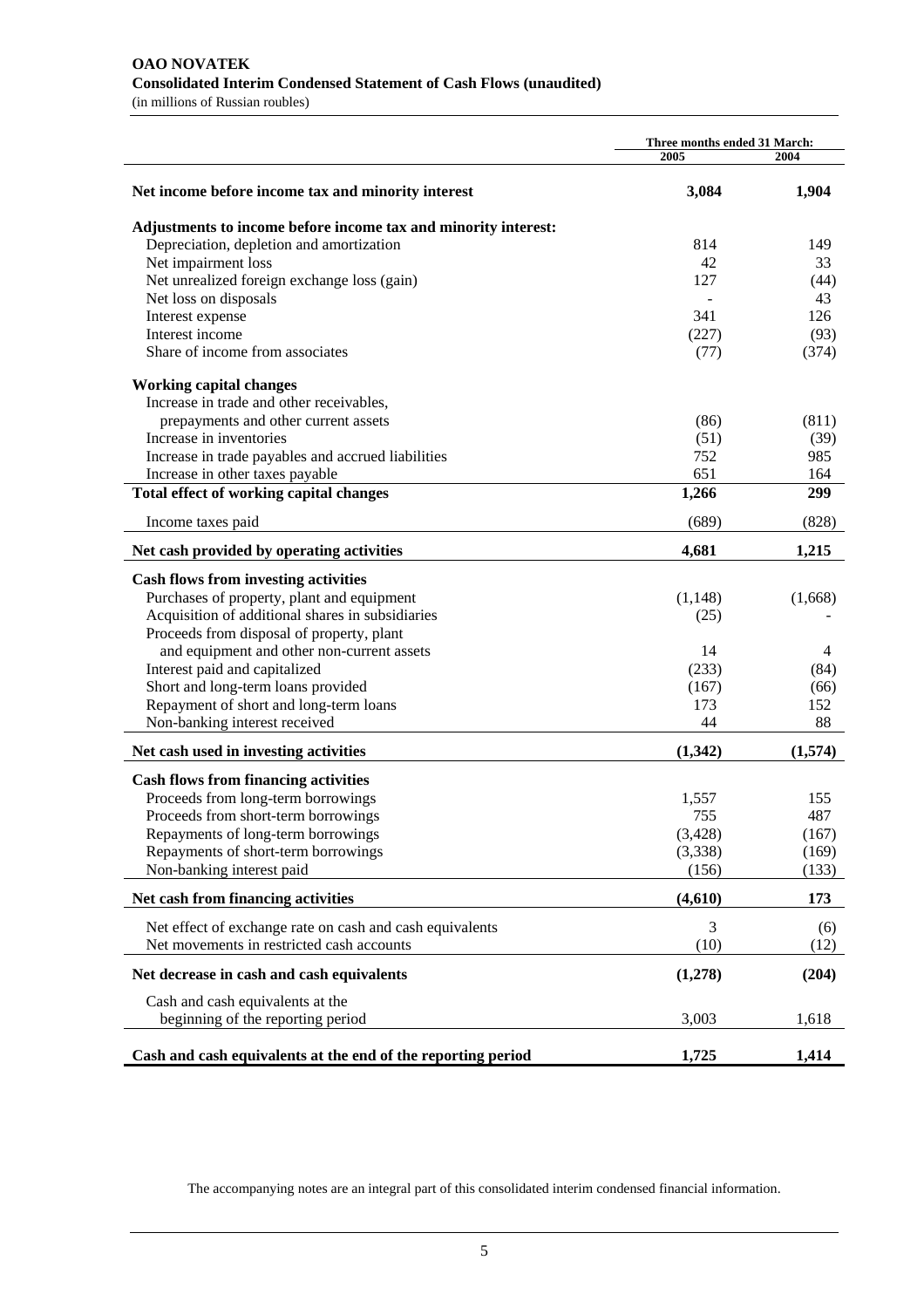**OAO NOVATEK**
**Consolidated Interim Condensed Statement of Cash Flows (unaudited)**
(in millions of Russian roubles)

| | Three months ended 31 March: | |
|---|---|---|
| | 2005 | 2004 |
| **Net income before income tax and minority interest** | **3,084** | **1,904** |
| **Adjustments to income before income tax and minority interest:** | | |
| Depreciation, depletion and amortization | 814 | 149 |
| Net impairment loss | 42 | 33 |
| Net unrealized foreign exchange loss (gain) | 127 | (44) |
| Net loss on disposals | - | 43 |
| Interest expense | 341 | 126 |
| Interest income | (227) | (93) |
| Share of income from associates | (77) | (374) |
| **Working capital changes** | | |
| Increase in trade and other receivables, prepayments and other current assets | (86) | (811) |
| Increase in inventories | (51) | (39) |
| Increase in trade payables and accrued liabilities | 752 | 985 |
| Increase in other taxes payable | 651 | 164 |
| **Total effect of working capital changes** | **1,266** | **299** |
| Income taxes paid | (689) | (828) |
| **Net cash provided by operating activities** | **4,681** | **1,215** |
| **Cash flows from investing activities** | | |
| Purchases of property, plant and equipment | (1,148) | (1,668) |
| Acquisition of additional shares in subsidiaries | (25) | - |
| Proceeds from disposal of property, plant and equipment and other non-current assets | 14 | 4 |
| Interest paid and capitalized | (233) | (84) |
| Short and long-term loans provided | (167) | (66) |
| Repayment of short and long-term loans | 173 | 152 |
| Non-banking interest received | 44 | 88 |
| **Net cash used in investing activities** | **(1,342)** | **(1,574)** |
| **Cash flows from financing activities** | | |
| Proceeds from long-term borrowings | 1,557 | 155 |
| Proceeds from short-term borrowings | 755 | 487 |
| Repayments of long-term borrowings | (3,428) | (167) |
| Repayments of short-term borrowings | (3,338) | (169) |
| Non-banking interest paid | (156) | (133) |
| **Net cash from financing activities** | **(4,610)** | **173** |
| Net effect of exchange rate on cash and cash equivalents | 3 | (6) |
| Net movements in restricted cash accounts | (10) | (12) |
| **Net decrease in cash and cash equivalents** | **(1,278)** | **(204)** |
| Cash and cash equivalents at the beginning of the reporting period | 3,003 | 1,618 |
| **Cash and cash equivalents at the end of the reporting period** | **1,725** | **1,414** |

The accompanying notes are an integral part of this consolidated interim condensed financial information.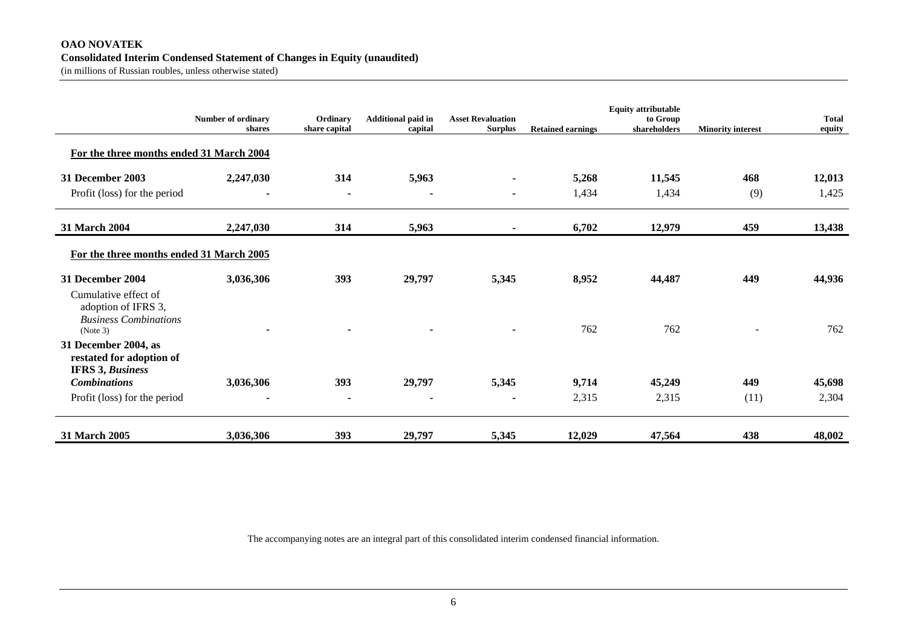**OAO NOVATEK**
**Consolidated Interim Condensed Statement of Changes in Equity (unaudited)**
(in millions of Russian roubles, unless otherwise stated)

| | Number of ordinary shares | Ordinary share capital | Additional paid in capital | Asset Revaluation Surplus | Retained earnings | Equity attributable to Group shareholders | Minority interest | Total equity |
|---|---|---|---|---|---|---|---|---|
| **For the three months ended 31 March 2004** | | | | | | | | |
| **31 December 2003** | **2,247,030** | **314** | **5,963** | **-** | **5,268** | **11,545** | **468** | **12,013** |
| Profit (loss) for the period | - | - | - | - | 1,434 | 1,434 | (9) | 1,425 |
| **31 March 2004** | **2,247,030** | **314** | **5,963** | **-** | **6,702** | **12,979** | **459** | **13,438** |
| **For the three months ended 31 March 2005** | | | | | | | | |
| **31 December 2004** | **3,036,306** | **393** | **29,797** | **5,345** | **8,952** | **44,487** | **449** | **44,936** |
| Cumulative effect of adoption of IFRS 3, *Business Combinations* (Note 3) | - | - | - | - | 762 | 762 | - | 762 |
| **31 December 2004, as restated for adoption of IFRS 3, *Business Combinations*** | **3,036,306** | **393** | **29,797** | **5,345** | **9,714** | **45,249** | **449** | **45,698** |
| Profit (loss) for the period | - | - | - | - | 2,315 | 2,315 | (11) | 2,304 |
| **31 March 2005** | **3,036,306** | **393** | **29,797** | **5,345** | **12,029** | **47,564** | **438** | **48,002** |

The accompanying notes are an integral part of this consolidated interim condensed financial information.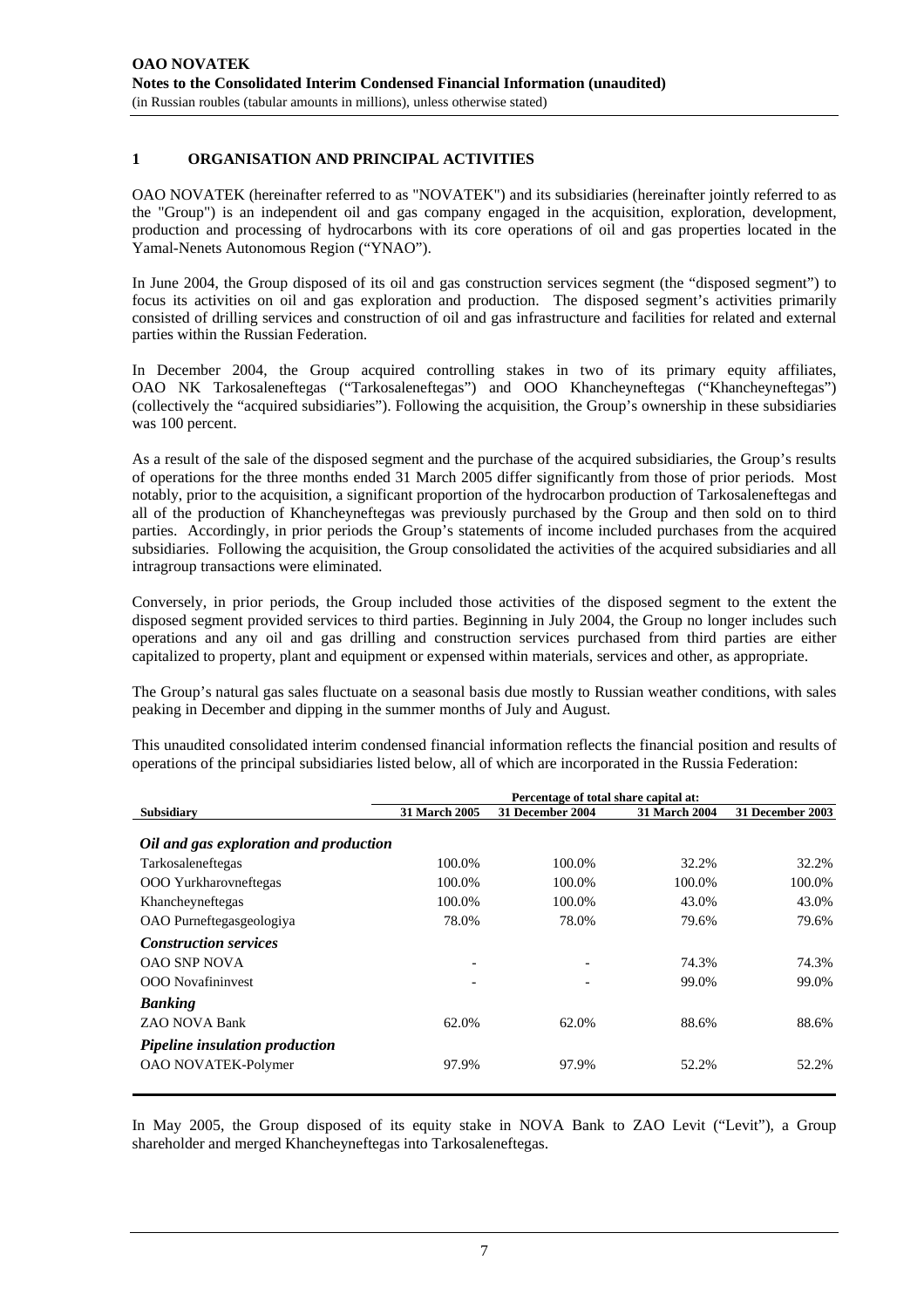## 1 ORGANISATION AND PRINCIPAL ACTIVITIES

OAO NOVATEK (hereinafter referred to as "NOVATEK") and its subsidiaries (hereinafter jointly referred to as the "Group") is an independent oil and gas company engaged in the acquisition, exploration, development, production and processing of hydrocarbons with its core operations of oil and gas properties located in the Yamal-Nenets Autonomous Region ("YNAO").

In June 2004, the Group disposed of its oil and gas construction services segment (the "disposed segment") to focus its activities on oil and gas exploration and production. The disposed segment's activities primarily consisted of drilling services and construction of oil and gas infrastructure and facilities for related and external parties within the Russian Federation.

In December 2004, the Group acquired controlling stakes in two of its primary equity affiliates, OAO NK Tarkosaleneftegas ("Tarkosaleneftegas") and OOO Khancheyneftegas ("Khancheyneftegas") (collectively the "acquired subsidiaries"). Following the acquisition, the Group's ownership in these subsidiaries was 100 percent.

As a result of the sale of the disposed segment and the purchase of the acquired subsidiaries, the Group's results of operations for the three months ended 31 March 2005 differ significantly from those of prior periods. Most notably, prior to the acquisition, a significant proportion of the hydrocarbon production of Tarkosaleneftegas and all of the production of Khancheyneftegas was previously purchased by the Group and then sold on to third parties. Accordingly, in prior periods the Group's statements of income included purchases from the acquired subsidiaries. Following the acquisition, the Group consolidated the activities of the acquired subsidiaries and all intragroup transactions were eliminated.

Conversely, in prior periods, the Group included those activities of the disposed segment to the extent the disposed segment provided services to third parties. Beginning in July 2004, the Group no longer includes such operations and any oil and gas drilling and construction services purchased from third parties are either capitalized to property, plant and equipment or expensed within materials, services and other, as appropriate.

The Group's natural gas sales fluctuate on a seasonal basis due mostly to Russian weather conditions, with sales peaking in December and dipping in the summer months of July and August.

This unaudited consolidated interim condensed financial information reflects the financial position and results of operations of the principal subsidiaries listed below, all of which are incorporated in the Russia Federation:

| | Percentage of total share capital at: | | | |
|---|---|---|---|---|
| **Subsidiary** | **31 March 2005** | **31 December 2004** | **31 March 2004** | **31 December 2003** |
| ***Oil and gas exploration and production*** | | | | |
| Tarkosaleneftegas | 100.0% | 100.0% | 32.2% | 32.2% |
| OOO Yurkharovneftegas | 100.0% | 100.0% | 100.0% | 100.0% |
| Khancheyneftegas | 100.0% | 100.0% | 43.0% | 43.0% |
| OAO Purneftegasgeologiya | 78.0% | 78.0% | 79.6% | 79.6% |
| ***Construction services*** | | | | |
| OAO SNP NOVA | - | - | 74.3% | 74.3% |
| OOO Novafininvest | - | - | 99.0% | 99.0% |
| ***Banking*** | | | | |
| ZAO NOVA Bank | 62.0% | 62.0% | 88.6% | 88.6% |
| ***Pipeline insulation production*** | | | | |
| OAO NOVATEK-Polymer | 97.9% | 97.9% | 52.2% | 52.2% |

In May 2005, the Group disposed of its equity stake in NOVA Bank to ZAO Levit ("Levit"), a Group shareholder and merged Khancheyneftegas into Tarkosaleneftegas.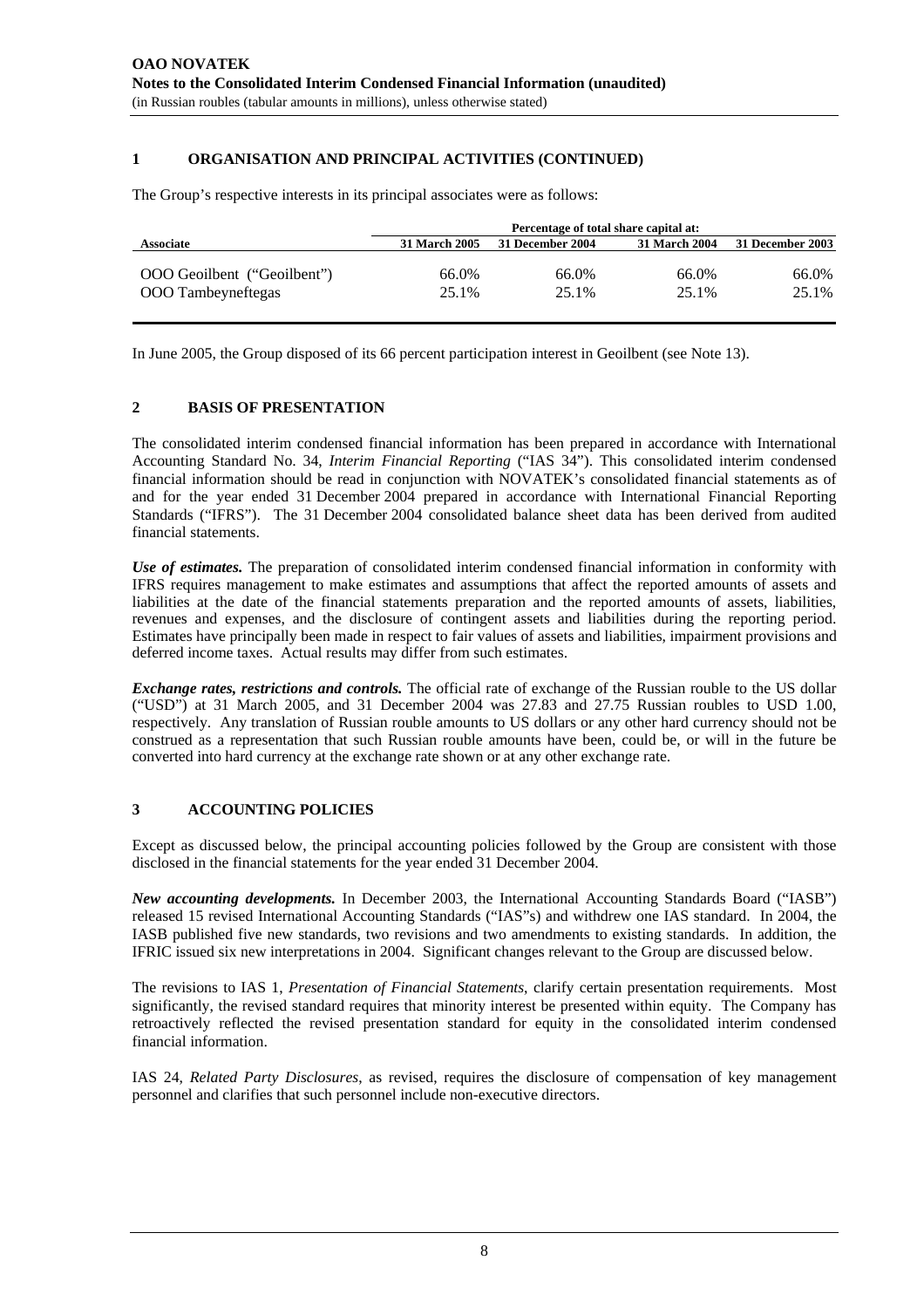## 1 ORGANISATION AND PRINCIPAL ACTIVITIES (CONTINUED)

The Group's respective interests in its principal associates were as follows:

| | Percentage of total share capital at: | | | |
|---|---|---|---|---|
| **Associate** | **31 March 2005** | **31 December 2004** | **31 March 2004** | **31 December 2003** |
| OOO Geoilbent ("Geoilbent") | 66.0% | 66.0% | 66.0% | 66.0% |
| OOO Tambeyneftegas | 25.1% | 25.1% | 25.1% | 25.1% |

In June 2005, the Group disposed of its 66 percent participation interest in Geoilbent (see Note 13).

## 2 BASIS OF PRESENTATION

The consolidated interim condensed financial information has been prepared in accordance with International Accounting Standard No. 34, *Interim Financial Reporting* ("IAS 34"). This consolidated interim condensed financial information should be read in conjunction with NOVATEK's consolidated financial statements as of and for the year ended 31 December 2004 prepared in accordance with International Financial Reporting Standards ("IFRS"). The 31 December 2004 consolidated balance sheet data has been derived from audited financial statements.

***Use of estimates.*** The preparation of consolidated interim condensed financial information in conformity with IFRS requires management to make estimates and assumptions that affect the reported amounts of assets and liabilities at the date of the financial statements preparation and the reported amounts of assets, liabilities, revenues and expenses, and the disclosure of contingent assets and liabilities during the reporting period. Estimates have principally been made in respect to fair values of assets and liabilities, impairment provisions and deferred income taxes. Actual results may differ from such estimates.

***Exchange rates, restrictions and controls.*** The official rate of exchange of the Russian rouble to the US dollar ("USD") at 31 March 2005, and 31 December 2004 was 27.83 and 27.75 Russian roubles to USD 1.00, respectively. Any translation of Russian rouble amounts to US dollars or any other hard currency should not be construed as a representation that such Russian rouble amounts have been, could be, or will in the future be converted into hard currency at the exchange rate shown or at any other exchange rate.

## 3 ACCOUNTING POLICIES

Except as discussed below, the principal accounting policies followed by the Group are consistent with those disclosed in the financial statements for the year ended 31 December 2004.

***New accounting developments.*** In December 2003, the International Accounting Standards Board ("IASB") released 15 revised International Accounting Standards ("IAS"s) and withdrew one IAS standard. In 2004, the IASB published five new standards, two revisions and two amendments to existing standards. In addition, the IFRIC issued six new interpretations in 2004. Significant changes relevant to the Group are discussed below.

The revisions to IAS 1, *Presentation of Financial Statements*, clarify certain presentation requirements. Most significantly, the revised standard requires that minority interest be presented within equity. The Company has retroactively reflected the revised presentation standard for equity in the consolidated interim condensed financial information.

IAS 24, *Related Party Disclosures*, as revised, requires the disclosure of compensation of key management personnel and clarifies that such personnel include non-executive directors.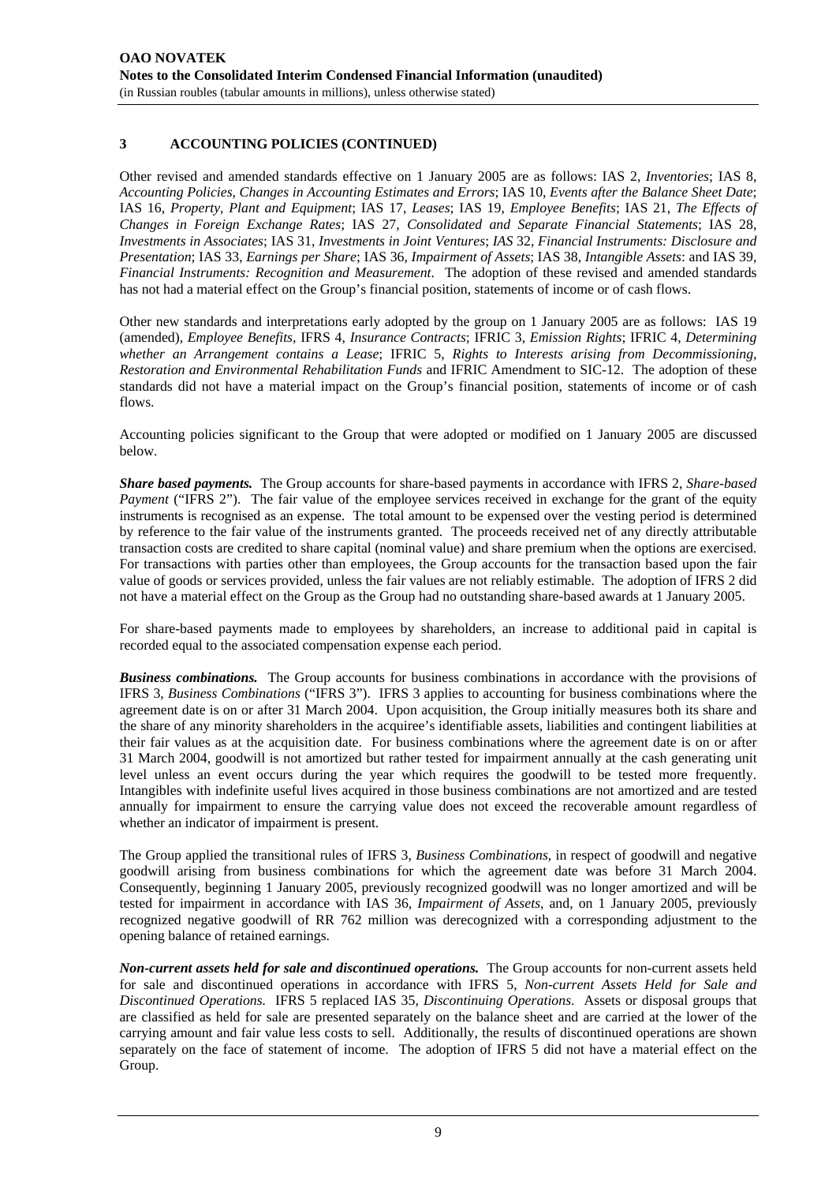## 3 ACCOUNTING POLICIES (CONTINUED)

Other revised and amended standards effective on 1 January 2005 are as follows: IAS 2, *Inventories*; IAS 8, *Accounting Policies, Changes in Accounting Estimates and Errors*; IAS 10, *Events after the Balance Sheet Date*; IAS 16, *Property, Plant and Equipment*; IAS 17, *Leases*; IAS 19, *Employee Benefits*; IAS 21, *The Effects of Changes in Foreign Exchange Rates*; IAS 27, *Consolidated and Separate Financial Statements*; IAS 28, *Investments in Associates*; IAS 31, *Investments in Joint Ventures*; *IAS* 32, *Financial Instruments: Disclosure and Presentation*; IAS 33, *Earnings per Share*; IAS 36, *Impairment of Assets*; IAS 38, *Intangible Assets*: and IAS 39, *Financial Instruments: Recognition and Measurement*. The adoption of these revised and amended standards has not had a material effect on the Group's financial position, statements of income or of cash flows.

Other new standards and interpretations early adopted by the group on 1 January 2005 are as follows: IAS 19 (amended), *Employee Benefits*, IFRS 4, *Insurance Contracts*; IFRIC 3, *Emission Rights*; IFRIC 4, *Determining whether an Arrangement contains a Lease*; IFRIC 5, *Rights to Interests arising from Decommissioning, Restoration and Environmental Rehabilitation Funds* and IFRIC Amendment to SIC-12. The adoption of these standards did not have a material impact on the Group's financial position, statements of income or of cash flows.

Accounting policies significant to the Group that were adopted or modified on 1 January 2005 are discussed below.

***Share based payments.*** The Group accounts for share-based payments in accordance with IFRS 2, *Share-based Payment* ("IFRS 2"). The fair value of the employee services received in exchange for the grant of the equity instruments is recognised as an expense. The total amount to be expensed over the vesting period is determined by reference to the fair value of the instruments granted. The proceeds received net of any directly attributable transaction costs are credited to share capital (nominal value) and share premium when the options are exercised. For transactions with parties other than employees, the Group accounts for the transaction based upon the fair value of goods or services provided, unless the fair values are not reliably estimable. The adoption of IFRS 2 did not have a material effect on the Group as the Group had no outstanding share-based awards at 1 January 2005.

For share-based payments made to employees by shareholders, an increase to additional paid in capital is recorded equal to the associated compensation expense each period.

***Business combinations.*** The Group accounts for business combinations in accordance with the provisions of IFRS 3, *Business Combinations* ("IFRS 3"). IFRS 3 applies to accounting for business combinations where the agreement date is on or after 31 March 2004. Upon acquisition, the Group initially measures both its share and the share of any minority shareholders in the acquiree's identifiable assets, liabilities and contingent liabilities at their fair values as at the acquisition date. For business combinations where the agreement date is on or after 31 March 2004, goodwill is not amortized but rather tested for impairment annually at the cash generating unit level unless an event occurs during the year which requires the goodwill to be tested more frequently. Intangibles with indefinite useful lives acquired in those business combinations are not amortized and are tested annually for impairment to ensure the carrying value does not exceed the recoverable amount regardless of whether an indicator of impairment is present.

The Group applied the transitional rules of IFRS 3, *Business Combinations*, in respect of goodwill and negative goodwill arising from business combinations for which the agreement date was before 31 March 2004. Consequently, beginning 1 January 2005, previously recognized goodwill was no longer amortized and will be tested for impairment in accordance with IAS 36, *Impairment of Assets*, and, on 1 January 2005, previously recognized negative goodwill of RR 762 million was derecognized with a corresponding adjustment to the opening balance of retained earnings.

***Non-current assets held for sale and discontinued operations.*** The Group accounts for non-current assets held for sale and discontinued operations in accordance with IFRS 5, *Non-current Assets Held for Sale and Discontinued Operations.* IFRS 5 replaced IAS 35, *Discontinuing Operations*. Assets or disposal groups that are classified as held for sale are presented separately on the balance sheet and are carried at the lower of the carrying amount and fair value less costs to sell. Additionally, the results of discontinued operations are shown separately on the face of statement of income. The adoption of IFRS 5 did not have a material effect on the Group.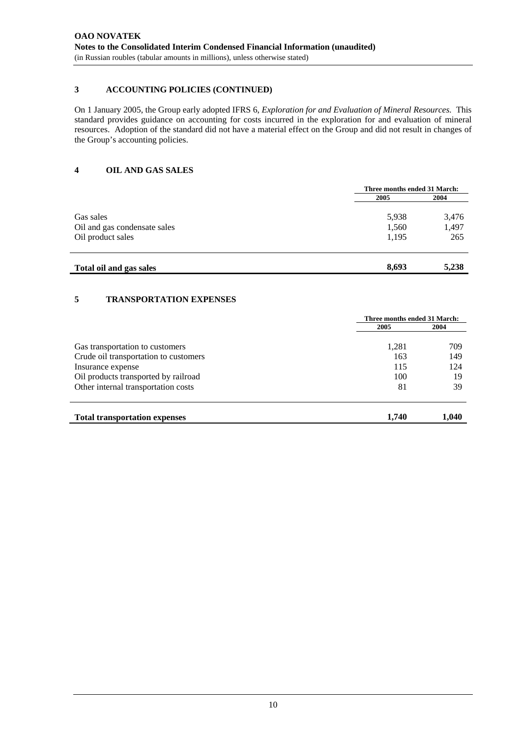## 3 ACCOUNTING POLICIES (CONTINUED)

On 1 January 2005, the Group early adopted IFRS 6, *Exploration for and Evaluation of Mineral Resources.* This standard provides guidance on accounting for costs incurred in the exploration for and evaluation of mineral resources. Adoption of the standard did not have a material effect on the Group and did not result in changes of the Group's accounting policies.

## 4 OIL AND GAS SALES

| | Three months ended 31 March: | |
|---|---|---|
| | **2005** | **2004** |
| Gas sales | 5,938 | 3,476 |
| Oil and gas condensate sales | 1,560 | 1,497 |
| Oil product sales | 1,195 | 265 |
| **Total oil and gas sales** | **8,693** | **5,238** |

## 5 TRANSPORTATION EXPENSES

| | Three months ended 31 March: | |
|---|---|---|
| | **2005** | **2004** |
| Gas transportation to customers | 1,281 | 709 |
| Crude oil transportation to customers | 163 | 149 |
| Insurance expense | 115 | 124 |
| Oil products transported by railroad | 100 | 19 |
| Other internal transportation costs | 81 | 39 |
| **Total transportation expenses** | **1,740** | **1,040** |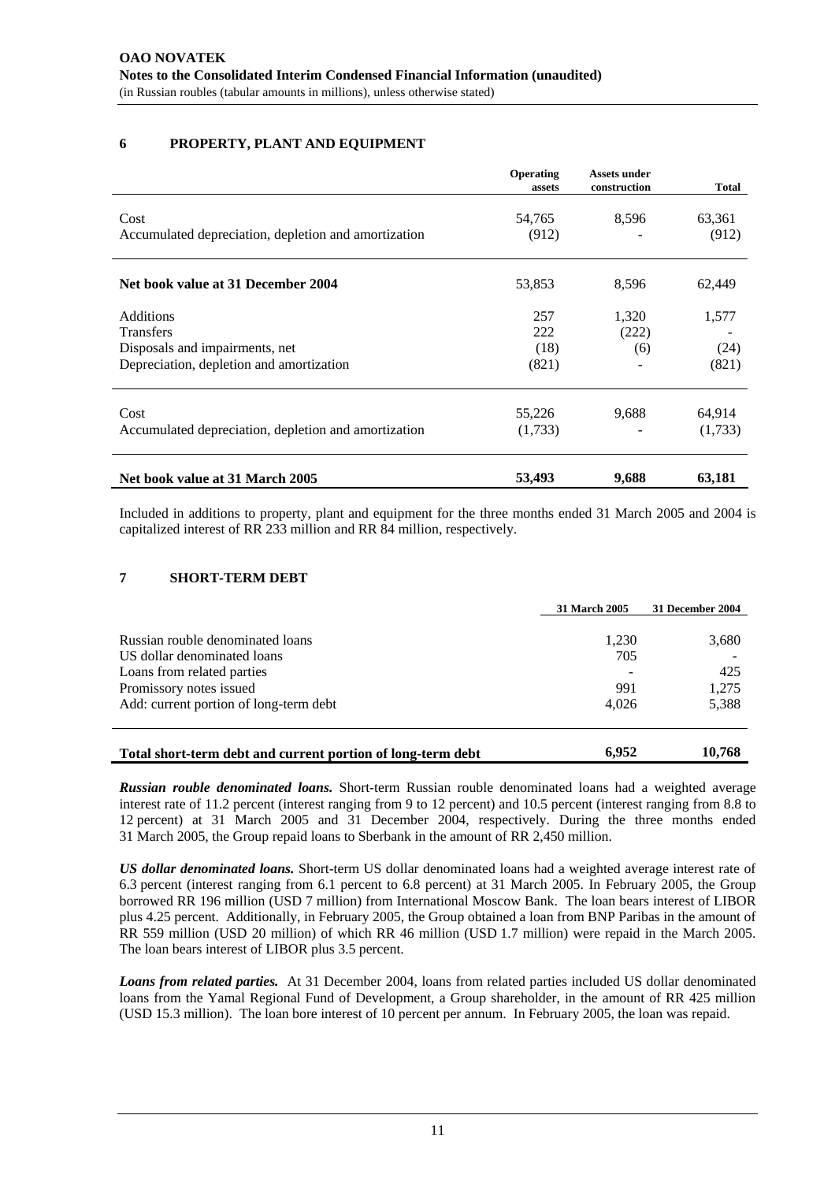## 6 PROPERTY, PLANT AND EQUIPMENT

| | Operating assets | Assets under construction | Total |
|---|---|---|---|
| Cost | 54,765 | 8,596 | 63,361 |
| Accumulated depreciation, depletion and amortization | (912) | - | (912) |
| **Net book value at 31 December 2004** | 53,853 | 8,596 | 62,449 |
| Additions | 257 | 1,320 | 1,577 |
| Transfers | 222 | (222) | - |
| Disposals and impairments, net | (18) | (6) | (24) |
| Depreciation, depletion and amortization | (821) | - | (821) |
| Cost | 55,226 | 9,688 | 64,914 |
| Accumulated depreciation, depletion and amortization | (1,733) | - | (1,733) |
| **Net book value at 31 March 2005** | **53,493** | **9,688** | **63,181** |

Included in additions to property, plant and equipment for the three months ended 31 March 2005 and 2004 is capitalized interest of RR 233 million and RR 84 million, respectively.

## 7 SHORT-TERM DEBT

| | 31 March 2005 | 31 December 2004 |
|---|---|---|
| Russian rouble denominated loans | 1,230 | 3,680 |
| US dollar denominated loans | 705 | - |
| Loans from related parties | - | 425 |
| Promissory notes issued | 991 | 1,275 |
| Add: current portion of long-term debt | 4,026 | 5,388 |
| **Total short-term debt and current portion of long-term debt** | **6,952** | **10,768** |

***Russian rouble denominated loans.*** Short-term Russian rouble denominated loans had a weighted average interest rate of 11.2 percent (interest ranging from 9 to 12 percent) and 10.5 percent (interest ranging from 8.8 to 12 percent) at 31 March 2005 and 31 December 2004, respectively. During the three months ended 31 March 2005, the Group repaid loans to Sberbank in the amount of RR 2,450 million.

***US dollar denominated loans.*** Short-term US dollar denominated loans had a weighted average interest rate of 6.3 percent (interest ranging from 6.1 percent to 6.8 percent) at 31 March 2005. In February 2005, the Group borrowed RR 196 million (USD 7 million) from International Moscow Bank. The loan bears interest of LIBOR plus 4.25 percent. Additionally, in February 2005, the Group obtained a loan from BNP Paribas in the amount of RR 559 million (USD 20 million) of which RR 46 million (USD 1.7 million) were repaid in the March 2005. The loan bears interest of LIBOR plus 3.5 percent.

***Loans from related parties.*** At 31 December 2004, loans from related parties included US dollar denominated loans from the Yamal Regional Fund of Development, a Group shareholder, in the amount of RR 425 million (USD 15.3 million). The loan bore interest of 10 percent per annum. In February 2005, the loan was repaid.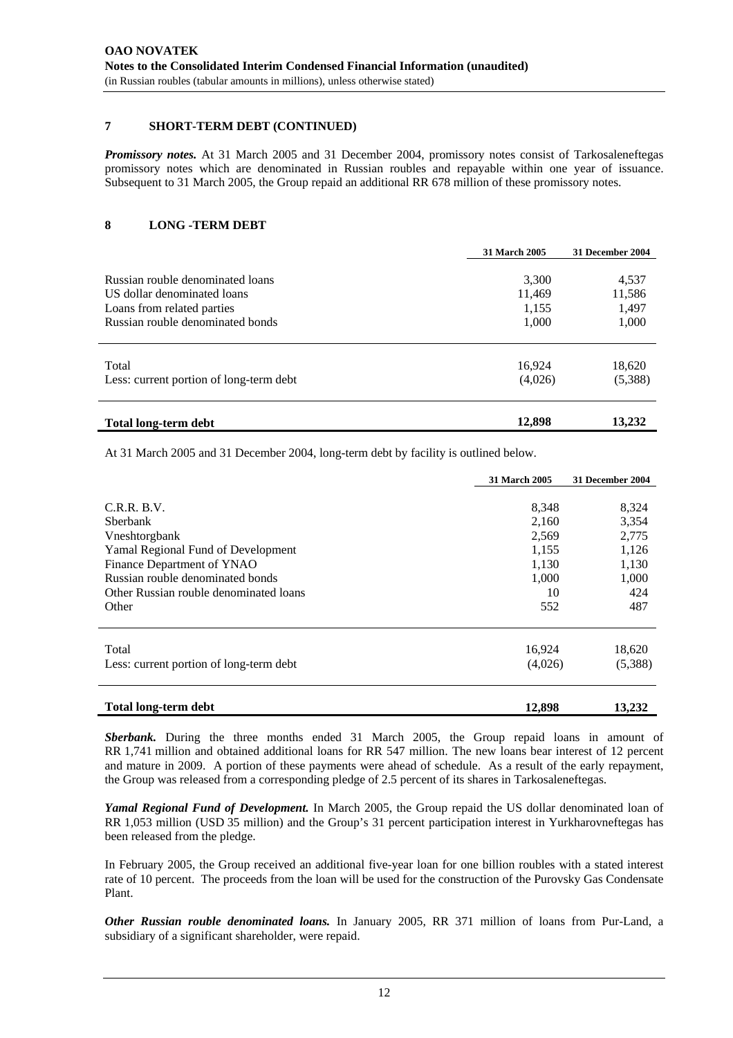## 7 SHORT-TERM DEBT (CONTINUED)

***Promissory notes.*** At 31 March 2005 and 31 December 2004, promissory notes consist of Tarkosaleneftegas promissory notes which are denominated in Russian roubles and repayable within one year of issuance. Subsequent to 31 March 2005, the Group repaid an additional RR 678 million of these promissory notes.

## 8 LONG -TERM DEBT

| | 31 March 2005 | 31 December 2004 |
|---|---|---|
| Russian rouble denominated loans | 3,300 | 4,537 |
| US dollar denominated loans | 11,469 | 11,586 |
| Loans from related parties | 1,155 | 1,497 |
| Russian rouble denominated bonds | 1,000 | 1,000 |
| Total | 16,924 | 18,620 |
| Less: current portion of long-term debt | (4,026) | (5,388) |
| **Total long-term debt** | **12,898** | **13,232** |

At 31 March 2005 and 31 December 2004, long-term debt by facility is outlined below.

| | 31 March 2005 | 31 December 2004 |
|---|---|---|
| C.R.R. B.V. | 8,348 | 8,324 |
| Sberbank | 2,160 | 3,354 |
| Vneshtorgbank | 2,569 | 2,775 |
| Yamal Regional Fund of Development | 1,155 | 1,126 |
| Finance Department of YNAO | 1,130 | 1,130 |
| Russian rouble denominated bonds | 1,000 | 1,000 |
| Other Russian rouble denominated loans | 10 | 424 |
| Other | 552 | 487 |
| Total | 16,924 | 18,620 |
| Less: current portion of long-term debt | (4,026) | (5,388) |
| **Total long-term debt** | **12,898** | **13,232** |

***Sberbank.*** During the three months ended 31 March 2005, the Group repaid loans in amount of RR 1,741 million and obtained additional loans for RR 547 million. The new loans bear interest of 12 percent and mature in 2009. A portion of these payments were ahead of schedule. As a result of the early repayment, the Group was released from a corresponding pledge of 2.5 percent of its shares in Tarkosaleneftegas.

***Yamal Regional Fund of Development.*** In March 2005, the Group repaid the US dollar denominated loan of RR 1,053 million (USD 35 million) and the Group's 31 percent participation interest in Yurkharovneftegas has been released from the pledge.

In February 2005, the Group received an additional five-year loan for one billion roubles with a stated interest rate of 10 percent. The proceeds from the loan will be used for the construction of the Purovsky Gas Condensate Plant.

***Other Russian rouble denominated loans.*** In January 2005, RR 371 million of loans from Pur-Land, a subsidiary of a significant shareholder, were repaid.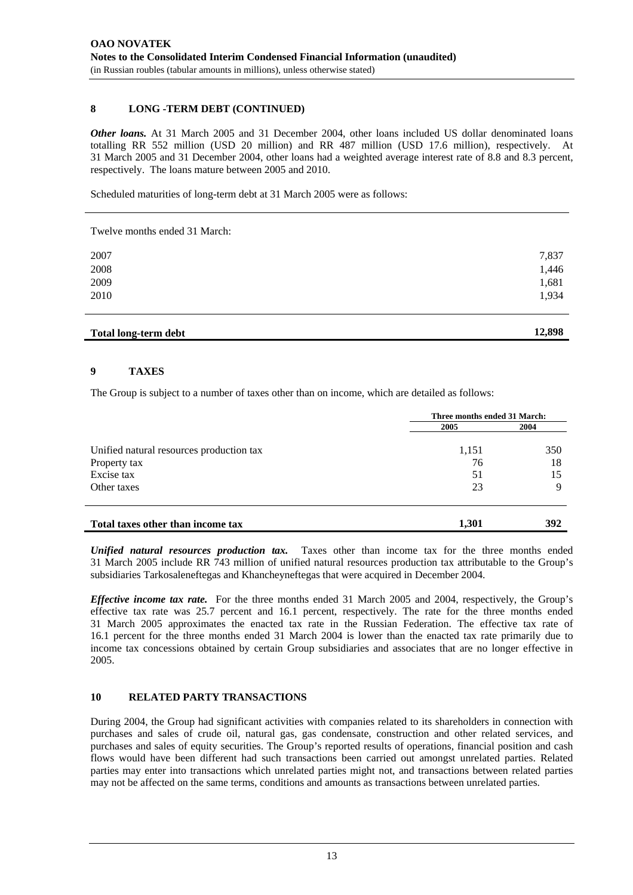## 8 LONG -TERM DEBT (CONTINUED)

***Other loans.*** At 31 March 2005 and 31 December 2004, other loans included US dollar denominated loans totalling RR 552 million (USD 20 million) and RR 487 million (USD 17.6 million), respectively. At 31 March 2005 and 31 December 2004, other loans had a weighted average interest rate of 8.8 and 8.3 percent, respectively. The loans mature between 2005 and 2010.

Scheduled maturities of long-term debt at 31 March 2005 were as follows:

| Twelve months ended 31 March: | |
|---|---|
| 2007 | 7,837 |
| 2008 | 1,446 |
| 2009 | 1,681 |
| 2010 | 1,934 |
| **Total long-term debt** | **12,898** |

## 9 TAXES

The Group is subject to a number of taxes other than on income, which are detailed as follows:

| | Three months ended 31 March: | |
|---|---|---|
| | 2005 | 2004 |
| Unified natural resources production tax | 1,151 | 350 |
| Property tax | 76 | 18 |
| Excise tax | 51 | 15 |
| Other taxes | 23 | 9 |
| **Total taxes other than income tax** | **1,301** | **392** |

***Unified natural resources production tax.*** Taxes other than income tax for the three months ended 31 March 2005 include RR 743 million of unified natural resources production tax attributable to the Group's subsidiaries Tarkosaleneftegas and Khancheyneftegas that were acquired in December 2004.

***Effective income tax rate.*** For the three months ended 31 March 2005 and 2004, respectively, the Group's effective tax rate was 25.7 percent and 16.1 percent, respectively. The rate for the three months ended 31 March 2005 approximates the enacted tax rate in the Russian Federation. The effective tax rate of 16.1 percent for the three months ended 31 March 2004 is lower than the enacted tax rate primarily due to income tax concessions obtained by certain Group subsidiaries and associates that are no longer effective in 2005.

## 10 RELATED PARTY TRANSACTIONS

During 2004, the Group had significant activities with companies related to its shareholders in connection with purchases and sales of crude oil, natural gas, gas condensate, construction and other related services, and purchases and sales of equity securities. The Group's reported results of operations, financial position and cash flows would have been different had such transactions been carried out amongst unrelated parties. Related parties may enter into transactions which unrelated parties might not, and transactions between related parties may not be affected on the same terms, conditions and amounts as transactions between unrelated parties.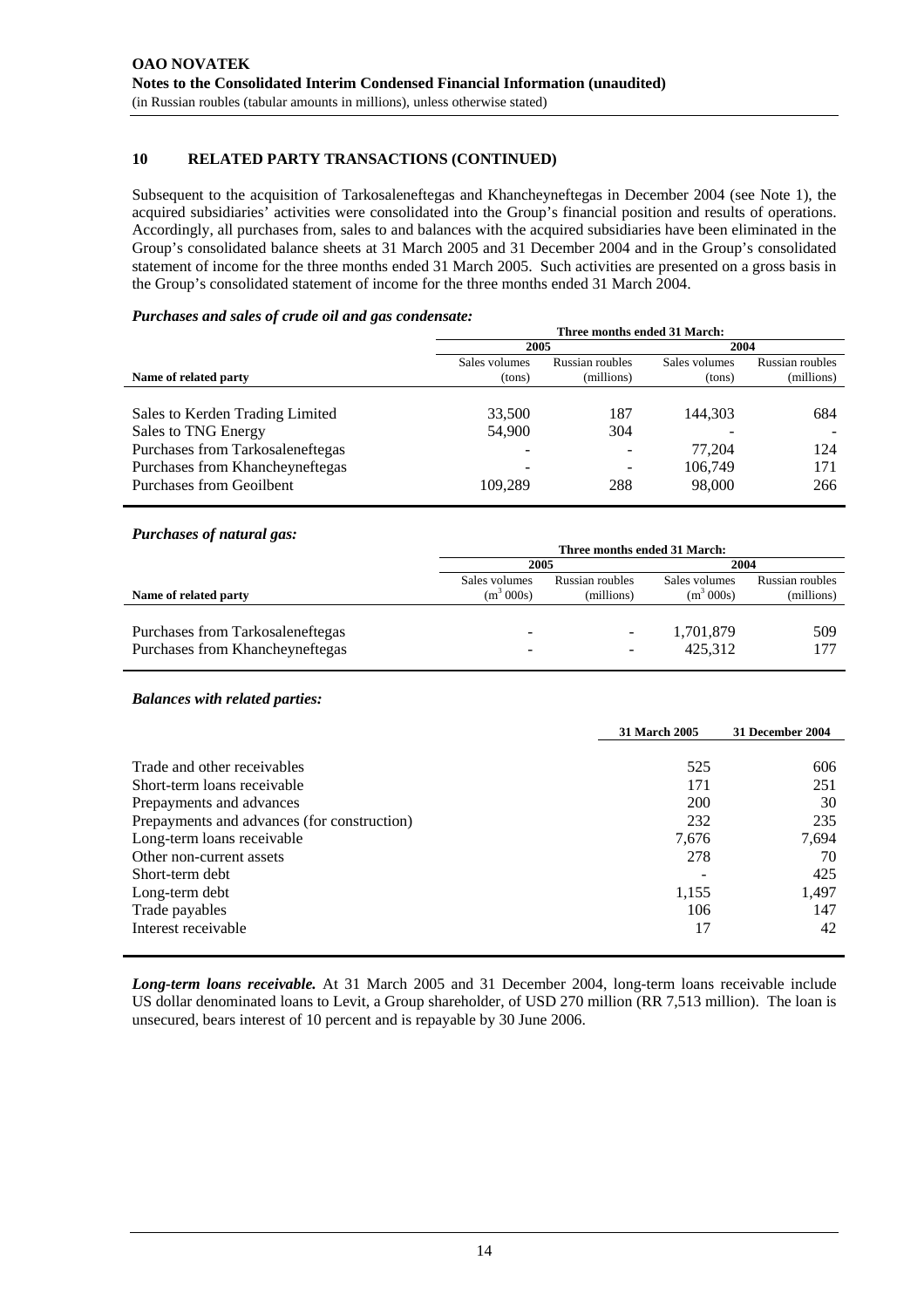## 10 RELATED PARTY TRANSACTIONS (CONTINUED)

Subsequent to the acquisition of Tarkosaleneftegas and Khancheyneftegas in December 2004 (see Note 1), the acquired subsidiaries' activities were consolidated into the Group's financial position and results of operations. Accordingly, all purchases from, sales to and balances with the acquired subsidiaries have been eliminated in the Group's consolidated balance sheets at 31 March 2005 and 31 December 2004 and in the Group's consolidated statement of income for the three months ended 31 March 2005. Such activities are presented on a gross basis in the Group's consolidated statement of income for the three months ended 31 March 2004.

***Purchases and sales of crude oil and gas condensate:***

| | Three months ended 31 March: | | | |
|---|---|---|---|---|
| | 2005 | | 2004 | |
| Name of related party | Sales volumes (tons) | Russian roubles (millions) | Sales volumes (tons) | Russian roubles (millions) |
| Sales to Kerden Trading Limited | 33,500 | 187 | 144,303 | 684 |
| Sales to TNG Energy | 54,900 | 304 | - | - |
| Purchases from Tarkosaleneftegas | - | - | 77,204 | 124 |
| Purchases from Khancheyneftegas | - | - | 106,749 | 171 |
| Purchases from Geoilbent | 109,289 | 288 | 98,000 | 266 |

***Purchases of natural gas:***

| | Three months ended 31 March: | | | |
|---|---|---|---|---|
| | 2005 | | 2004 | |
| Name of related party | Sales volumes ($m^3$ 000s) | Russian roubles (millions) | Sales volumes ($m^3$ 000s) | Russian roubles (millions) |
| Purchases from Tarkosaleneftegas | - | - | 1,701,879 | 509 |
| Purchases from Khancheyneftegas | - | - | 425,312 | 177 |

***Balances with related parties:***

| | 31 March 2005 | 31 December 2004 |
|---|---|---|
| Trade and other receivables | 525 | 606 |
| Short-term loans receivable | 171 | 251 |
| Prepayments and advances | 200 | 30 |
| Prepayments and advances (for construction) | 232 | 235 |
| Long-term loans receivable | 7,676 | 7,694 |
| Other non-current assets | 278 | 70 |
| Short-term debt | - | 425 |
| Long-term debt | 1,155 | 1,497 |
| Trade payables | 106 | 147 |
| Interest receivable | 17 | 42 |

***Long-term loans receivable.*** At 31 March 2005 and 31 December 2004, long-term loans receivable include US dollar denominated loans to Levit, a Group shareholder, of USD 270 million (RR 7,513 million). The loan is unsecured, bears interest of 10 percent and is repayable by 30 June 2006.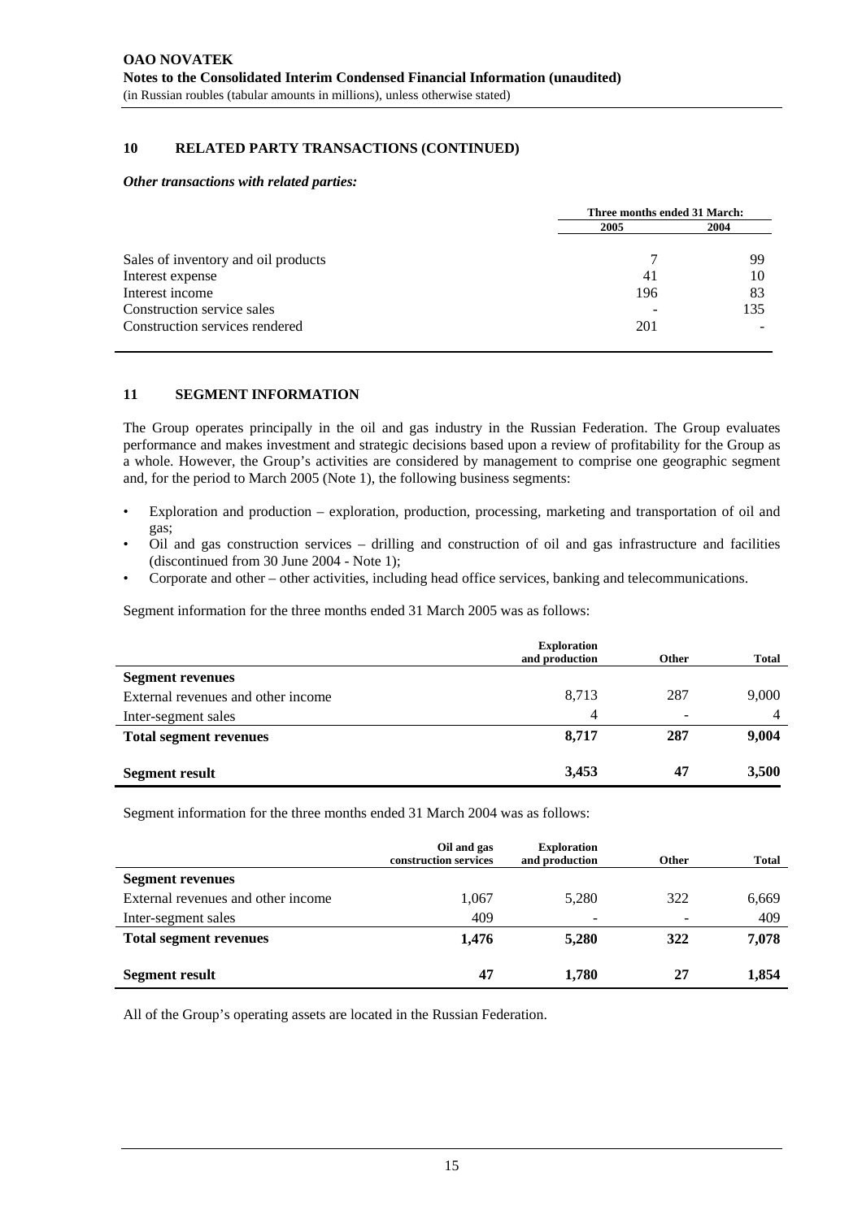## 10 RELATED PARTY TRANSACTIONS (CONTINUED)

***Other transactions with related parties:***

| | Three months ended 31 March: | |
|---|---|---|
| | 2005 | 2004 |
| Sales of inventory and oil products | 7 | 99 |
| Interest expense | 41 | 10 |
| Interest income | 196 | 83 |
| Construction service sales | - | 135 |
| Construction services rendered | 201 | - |

## 11 SEGMENT INFORMATION

The Group operates principally in the oil and gas industry in the Russian Federation. The Group evaluates performance and makes investment and strategic decisions based upon a review of profitability for the Group as a whole. However, the Group's activities are considered by management to comprise one geographic segment and, for the period to March 2005 (Note 1), the following business segments:

- Exploration and production – exploration, production, processing, marketing and transportation of oil and gas;
- Oil and gas construction services – drilling and construction of oil and gas infrastructure and facilities (discontinued from 30 June 2004 - Note 1);
- Corporate and other – other activities, including head office services, banking and telecommunications.

Segment information for the three months ended 31 March 2005 was as follows:

| | Exploration and production | Other | Total |
|---|---|---|---|
| **Segment revenues** | | | |
| External revenues and other income | 8,713 | 287 | 9,000 |
| Inter-segment sales | 4 | - | 4 |
| **Total segment revenues** | **8,717** | **287** | **9,004** |
| **Segment result** | **3,453** | **47** | **3,500** |

Segment information for the three months ended 31 March 2004 was as follows:

| | Oil and gas construction services | Exploration and production | Other | Total |
|---|---|---|---|---|
| **Segment revenues** | | | | |
| External revenues and other income | 1,067 | 5,280 | 322 | 6,669 |
| Inter-segment sales | 409 | - | - | 409 |
| **Total segment revenues** | **1,476** | **5,280** | **322** | **7,078** |
| **Segment result** | **47** | **1,780** | **27** | **1,854** |

All of the Group's operating assets are located in the Russian Federation.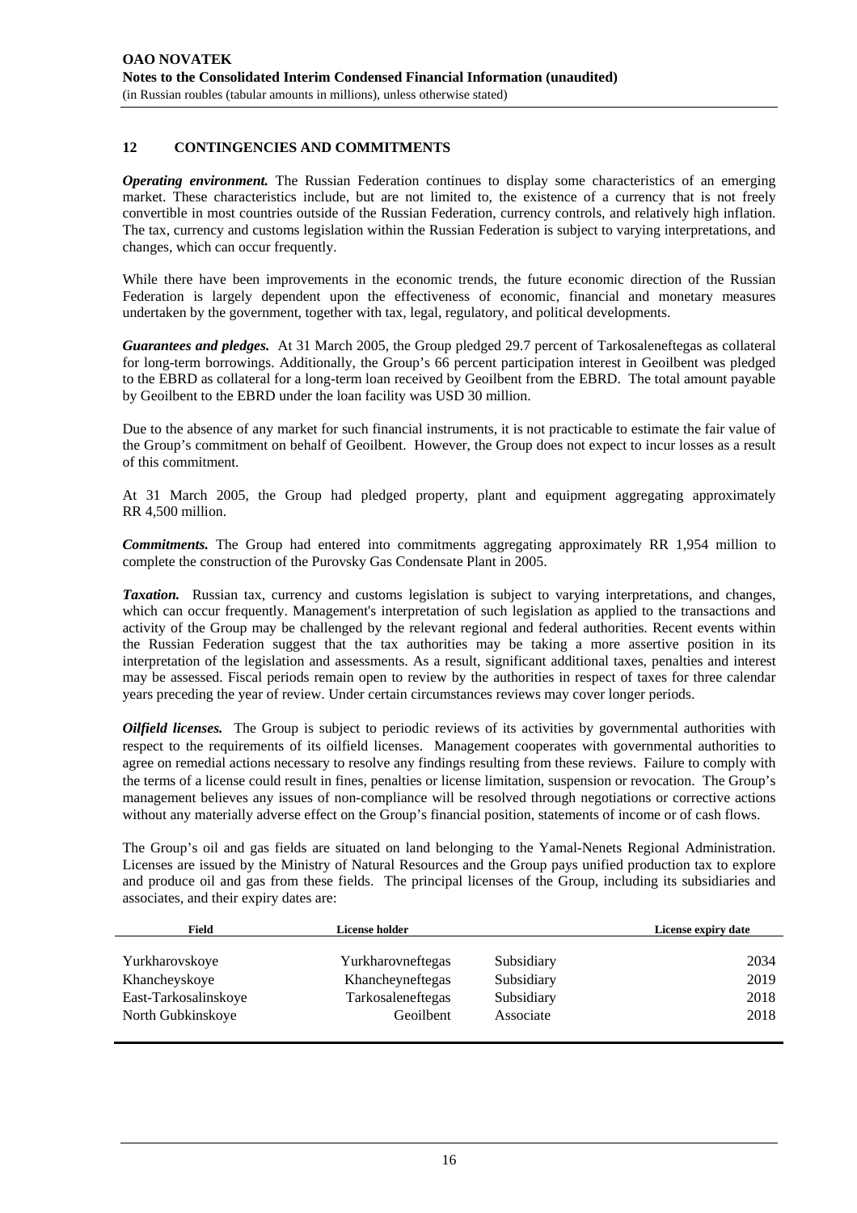## 12 CONTINGENCIES AND COMMITMENTS

***Operating environment.*** The Russian Federation continues to display some characteristics of an emerging market. These characteristics include, but are not limited to, the existence of a currency that is not freely convertible in most countries outside of the Russian Federation, currency controls, and relatively high inflation. The tax, currency and customs legislation within the Russian Federation is subject to varying interpretations, and changes, which can occur frequently.

While there have been improvements in the economic trends, the future economic direction of the Russian Federation is largely dependent upon the effectiveness of economic, financial and monetary measures undertaken by the government, together with tax, legal, regulatory, and political developments.

***Guarantees and pledges.*** At 31 March 2005, the Group pledged 29.7 percent of Tarkosaleneftegas as collateral for long-term borrowings. Additionally, the Group's 66 percent participation interest in Geoilbent was pledged to the EBRD as collateral for a long-term loan received by Geoilbent from the EBRD. The total amount payable by Geoilbent to the EBRD under the loan facility was USD 30 million.

Due to the absence of any market for such financial instruments, it is not practicable to estimate the fair value of the Group's commitment on behalf of Geoilbent. However, the Group does not expect to incur losses as a result of this commitment.

At 31 March 2005, the Group had pledged property, plant and equipment aggregating approximately RR 4,500 million.

***Commitments.*** The Group had entered into commitments aggregating approximately RR 1,954 million to complete the construction of the Purovsky Gas Condensate Plant in 2005.

***Taxation.*** Russian tax, currency and customs legislation is subject to varying interpretations, and changes, which can occur frequently. Management's interpretation of such legislation as applied to the transactions and activity of the Group may be challenged by the relevant regional and federal authorities. Recent events within the Russian Federation suggest that the tax authorities may be taking a more assertive position in its interpretation of the legislation and assessments. As a result, significant additional taxes, penalties and interest may be assessed. Fiscal periods remain open to review by the authorities in respect of taxes for three calendar years preceding the year of review. Under certain circumstances reviews may cover longer periods.

***Oilfield licenses.*** The Group is subject to periodic reviews of its activities by governmental authorities with respect to the requirements of its oilfield licenses. Management cooperates with governmental authorities to agree on remedial actions necessary to resolve any findings resulting from these reviews. Failure to comply with the terms of a license could result in fines, penalties or license limitation, suspension or revocation. The Group's management believes any issues of non-compliance will be resolved through negotiations or corrective actions without any materially adverse effect on the Group's financial position, statements of income or of cash flows.

The Group's oil and gas fields are situated on land belonging to the Yamal-Nenets Regional Administration. Licenses are issued by the Ministry of Natural Resources and the Group pays unified production tax to explore and produce oil and gas from these fields. The principal licenses of the Group, including its subsidiaries and associates, and their expiry dates are:

| Field | License holder | | License expiry date |
|---|---|---|---|
| Yurkharovskoye | Yurkharovneftegas | Subsidiary | 2034 |
| Khancheyskoye | Khancheyneftegas | Subsidiary | 2019 |
| East-Tarkosalinskoye | Tarkosaleneftegas | Subsidiary | 2018 |
| North Gubkinskoye | Geoilbent | Associate | 2018 |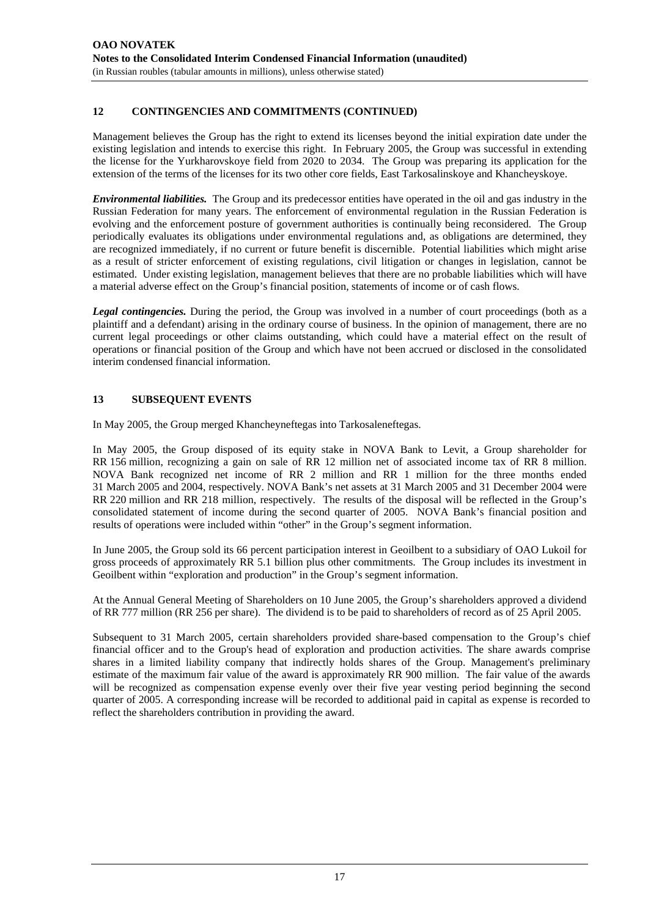## 12 CONTINGENCIES AND COMMITMENTS (CONTINUED)

Management believes the Group has the right to extend its licenses beyond the initial expiration date under the existing legislation and intends to exercise this right. In February 2005, the Group was successful in extending the license for the Yurkharovskoye field from 2020 to 2034. The Group was preparing its application for the extension of the terms of the licenses for its two other core fields, East Tarkosalinskoye and Khancheyskoye.

***Environmental liabilities.*** The Group and its predecessor entities have operated in the oil and gas industry in the Russian Federation for many years. The enforcement of environmental regulation in the Russian Federation is evolving and the enforcement posture of government authorities is continually being reconsidered. The Group periodically evaluates its obligations under environmental regulations and, as obligations are determined, they are recognized immediately, if no current or future benefit is discernible. Potential liabilities which might arise as a result of stricter enforcement of existing regulations, civil litigation or changes in legislation, cannot be estimated. Under existing legislation, management believes that there are no probable liabilities which will have a material adverse effect on the Group's financial position, statements of income or of cash flows.

***Legal contingencies.*** During the period, the Group was involved in a number of court proceedings (both as a plaintiff and a defendant) arising in the ordinary course of business. In the opinion of management, there are no current legal proceedings or other claims outstanding, which could have a material effect on the result of operations or financial position of the Group and which have not been accrued or disclosed in the consolidated interim condensed financial information.

## 13 SUBSEQUENT EVENTS

In May 2005, the Group merged Khancheyneftegas into Tarkosaleneftegas.

In May 2005, the Group disposed of its equity stake in NOVA Bank to Levit, a Group shareholder for RR 156 million, recognizing a gain on sale of RR 12 million net of associated income tax of RR 8 million. NOVA Bank recognized net income of RR 2 million and RR 1 million for the three months ended 31 March 2005 and 2004, respectively. NOVA Bank's net assets at 31 March 2005 and 31 December 2004 were RR 220 million and RR 218 million, respectively. The results of the disposal will be reflected in the Group's consolidated statement of income during the second quarter of 2005. NOVA Bank's financial position and results of operations were included within "other" in the Group's segment information.

In June 2005, the Group sold its 66 percent participation interest in Geoilbent to a subsidiary of OAO Lukoil for gross proceeds of approximately RR 5.1 billion plus other commitments. The Group includes its investment in Geoilbent within "exploration and production" in the Group's segment information.

At the Annual General Meeting of Shareholders on 10 June 2005, the Group's shareholders approved a dividend of RR 777 million (RR 256 per share). The dividend is to be paid to shareholders of record as of 25 April 2005.

Subsequent to 31 March 2005, certain shareholders provided share-based compensation to the Group's chief financial officer and to the Group's head of exploration and production activities. The share awards comprise shares in a limited liability company that indirectly holds shares of the Group. Management's preliminary estimate of the maximum fair value of the award is approximately RR 900 million. The fair value of the awards will be recognized as compensation expense evenly over their five year vesting period beginning the second quarter of 2005. A corresponding increase will be recorded to additional paid in capital as expense is recorded to reflect the shareholders contribution in providing the award.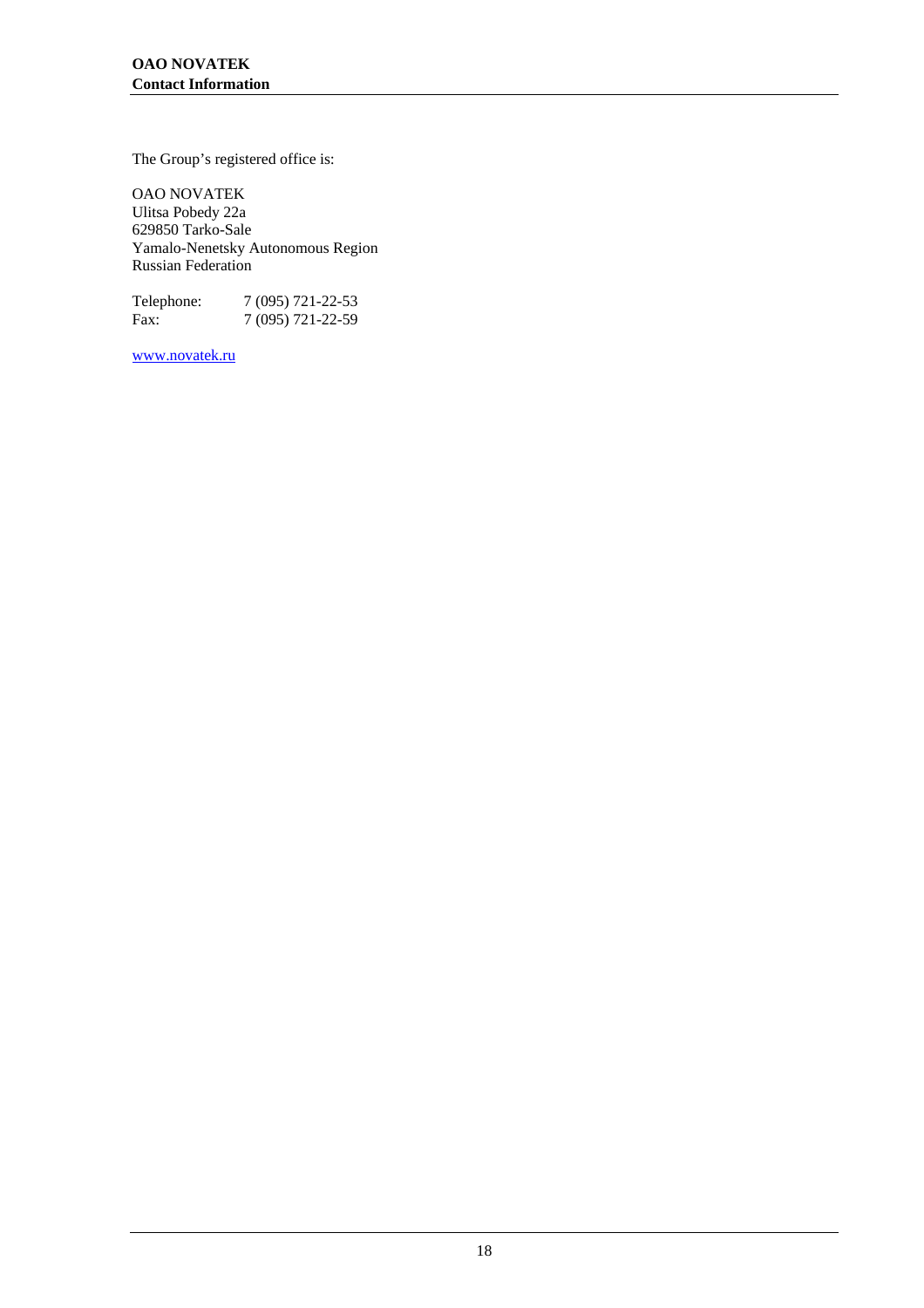# OAO NOVATEK

## Contact Information

The Group's registered office is:

OAO NOVATEK  
Ulitsa Pobedy 22a  
629850 Tarko-Sale  
Yamalo-Nenetsky Autonomous Region  
Russian Federation

Telephone: 7 (095) 721-22-53  
Fax: 7 (095) 721-22-59

www.novatek.ru